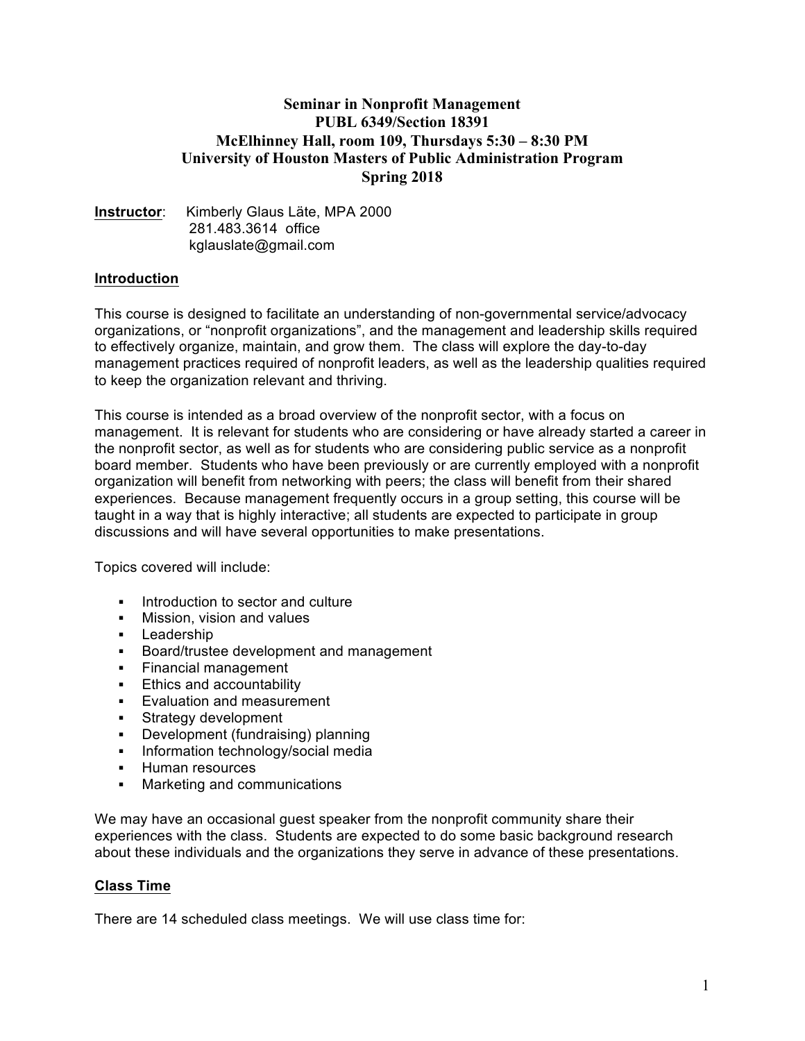# Seminar in Nonprofit Management
## PUBL 6349/Section 18391
## McElhinney Hall, room 109, Thursdays 5:30 – 8:30 PM
## University of Houston Masters of Public Administration Program
## Spring 2018

**Instructor**: Kimberly Glaus Läte, MPA 2000
281.483.3614 office
kglauslate@gmail.com

**Introduction**

This course is designed to facilitate an understanding of non-governmental service/advocacy organizations, or "nonprofit organizations", and the management and leadership skills required to effectively organize, maintain, and grow them. The class will explore the day-to-day management practices required of nonprofit leaders, as well as the leadership qualities required to keep the organization relevant and thriving.

This course is intended as a broad overview of the nonprofit sector, with a focus on management. It is relevant for students who are considering or have already started a career in the nonprofit sector, as well as for students who are considering public service as a nonprofit board member. Students who have been previously or are currently employed with a nonprofit organization will benefit from networking with peers; the class will benefit from their shared experiences. Because management frequently occurs in a group setting, this course will be taught in a way that is highly interactive; all students are expected to participate in group discussions and will have several opportunities to make presentations.

Topics covered will include:

- Introduction to sector and culture
- Mission, vision and values
- Leadership
- Board/trustee development and management
- Financial management
- Ethics and accountability
- Evaluation and measurement
- Strategy development
- Development (fundraising) planning
- Information technology/social media
- Human resources
- Marketing and communications

We may have an occasional guest speaker from the nonprofit community share their experiences with the class. Students are expected to do some basic background research about these individuals and the organizations they serve in advance of these presentations.

**Class Time**

There are 14 scheduled class meetings. We will use class time for: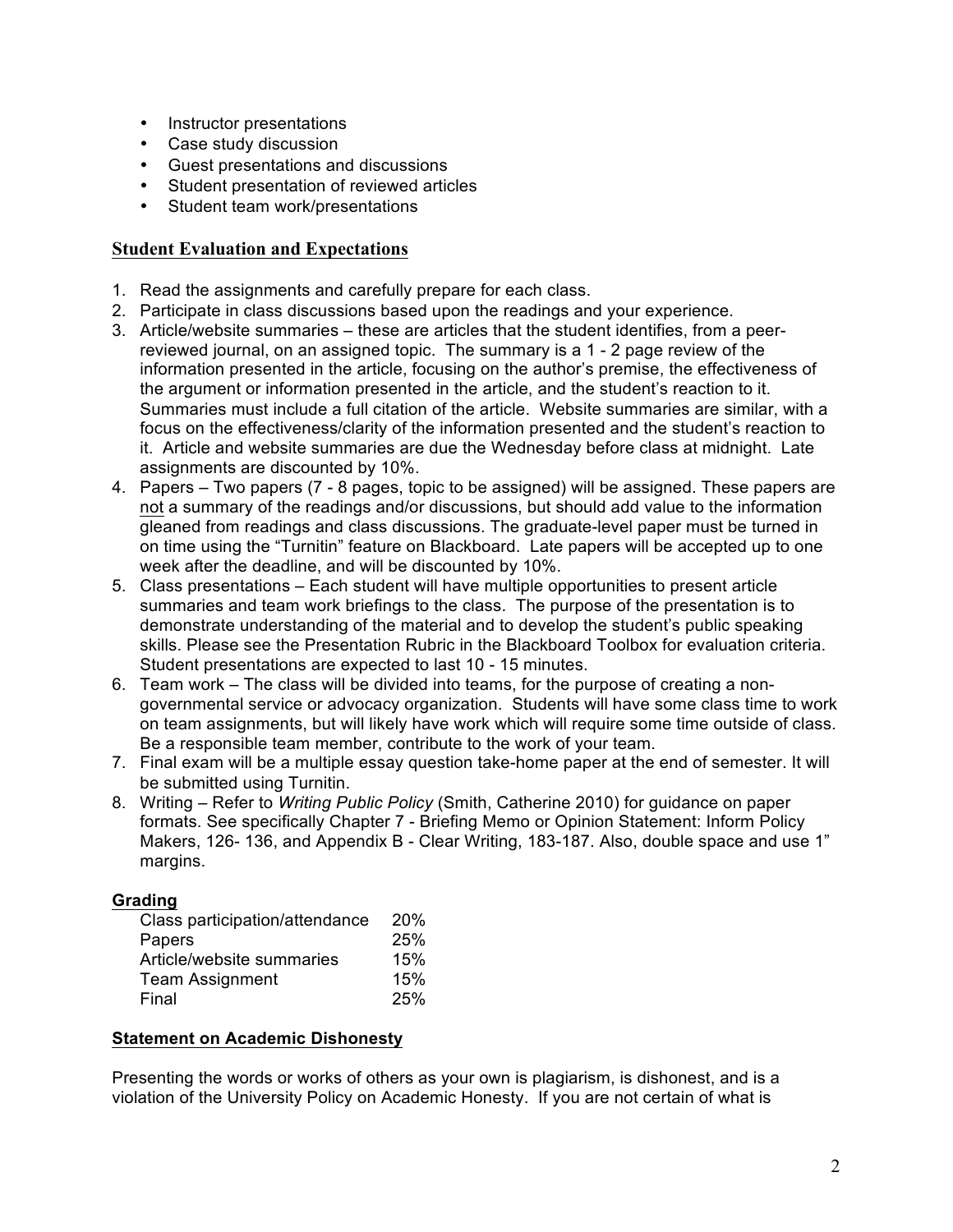- Instructor presentations
- Case study discussion
- Guest presentations and discussions
- Student presentation of reviewed articles
- Student team work/presentations

## Student Evaluation and Expectations

1. Read the assignments and carefully prepare for each class.
2. Participate in class discussions based upon the readings and your experience.
3. Article/website summaries – these are articles that the student identifies, from a peer-reviewed journal, on an assigned topic. The summary is a 1 - 2 page review of the information presented in the article, focusing on the author's premise, the effectiveness of the argument or information presented in the article, and the student's reaction to it. Summaries must include a full citation of the article. Website summaries are similar, with a focus on the effectiveness/clarity of the information presented and the student's reaction to it. Article and website summaries are due the Wednesday before class at midnight. Late assignments are discounted by 10%.
4. Papers – Two papers (7 - 8 pages, topic to be assigned) will be assigned. These papers are not a summary of the readings and/or discussions, but should add value to the information gleaned from readings and class discussions. The graduate-level paper must be turned in on time using the "Turnitin" feature on Blackboard. Late papers will be accepted up to one week after the deadline, and will be discounted by 10%.
5. Class presentations – Each student will have multiple opportunities to present article summaries and team work briefings to the class. The purpose of the presentation is to demonstrate understanding of the material and to develop the student's public speaking skills. Please see the Presentation Rubric in the Blackboard Toolbox for evaluation criteria. Student presentations are expected to last 10 - 15 minutes.
6. Team work – The class will be divided into teams, for the purpose of creating a non-governmental service or advocacy organization. Students will have some class time to work on team assignments, but will likely have work which will require some time outside of class. Be a responsible team member, contribute to the work of your team.
7. Final exam will be a multiple essay question take-home paper at the end of semester. It will be submitted using Turnitin.
8. Writing – Refer to *Writing Public Policy* (Smith, Catherine 2010) for guidance on paper formats. See specifically Chapter 7 - Briefing Memo or Opinion Statement: Inform Policy Makers, 126- 136, and Appendix B - Clear Writing, 183-187. Also, double space and use 1" margins.

## Grading

| Component | Weight |
|---|---|
| Class participation/attendance | 20% |
| Papers | 25% |
| Article/website summaries | 15% |
| Team Assignment | 15% |
| Final | 25% |

## Statement on Academic Dishonesty

Presenting the words or works of others as your own is plagiarism, is dishonest, and is a violation of the University Policy on Academic Honesty. If you are not certain of what is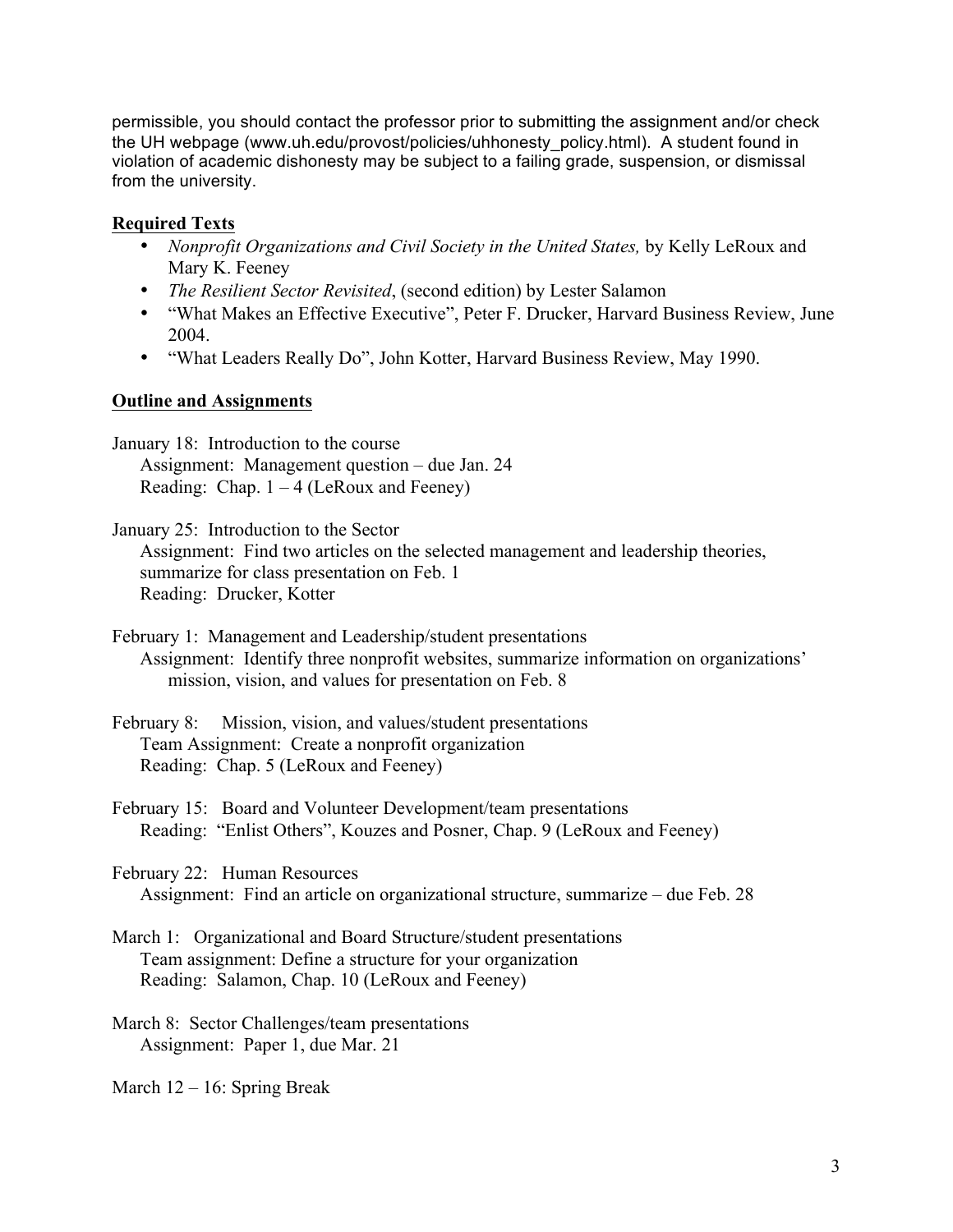permissible, you should contact the professor prior to submitting the assignment and/or check the UH webpage (www.uh.edu/provost/policies/uhhonesty_policy.html). A student found in violation of academic dishonesty may be subject to a failing grade, suspension, or dismissal from the university.

## Required Texts

- *Nonprofit Organizations and Civil Society in the United States,* by Kelly LeRoux and Mary K. Feeney
- *The Resilient Sector Revisited*, (second edition) by Lester Salamon
- "What Makes an Effective Executive", Peter F. Drucker, Harvard Business Review, June 2004.
- "What Leaders Really Do", John Kotter, Harvard Business Review, May 1990.

## Outline and Assignments

January 18: Introduction to the course
  Assignment: Management question – due Jan. 24
  Reading: Chap. 1 – 4 (LeRoux and Feeney)

January 25: Introduction to the Sector
  Assignment: Find two articles on the selected management and leadership theories, summarize for class presentation on Feb. 1
  Reading: Drucker, Kotter

February 1: Management and Leadership/student presentations
  Assignment: Identify three nonprofit websites, summarize information on organizations' mission, vision, and values for presentation on Feb. 8

February 8: Mission, vision, and values/student presentations
  Team Assignment: Create a nonprofit organization
  Reading: Chap. 5 (LeRoux and Feeney)

February 15: Board and Volunteer Development/team presentations
  Reading: "Enlist Others", Kouzes and Posner, Chap. 9 (LeRoux and Feeney)

February 22: Human Resources
  Assignment: Find an article on organizational structure, summarize – due Feb. 28

March 1: Organizational and Board Structure/student presentations
  Team assignment: Define a structure for your organization
  Reading: Salamon, Chap. 10 (LeRoux and Feeney)

March 8: Sector Challenges/team presentations
  Assignment: Paper 1, due Mar. 21

March 12 – 16: Spring Break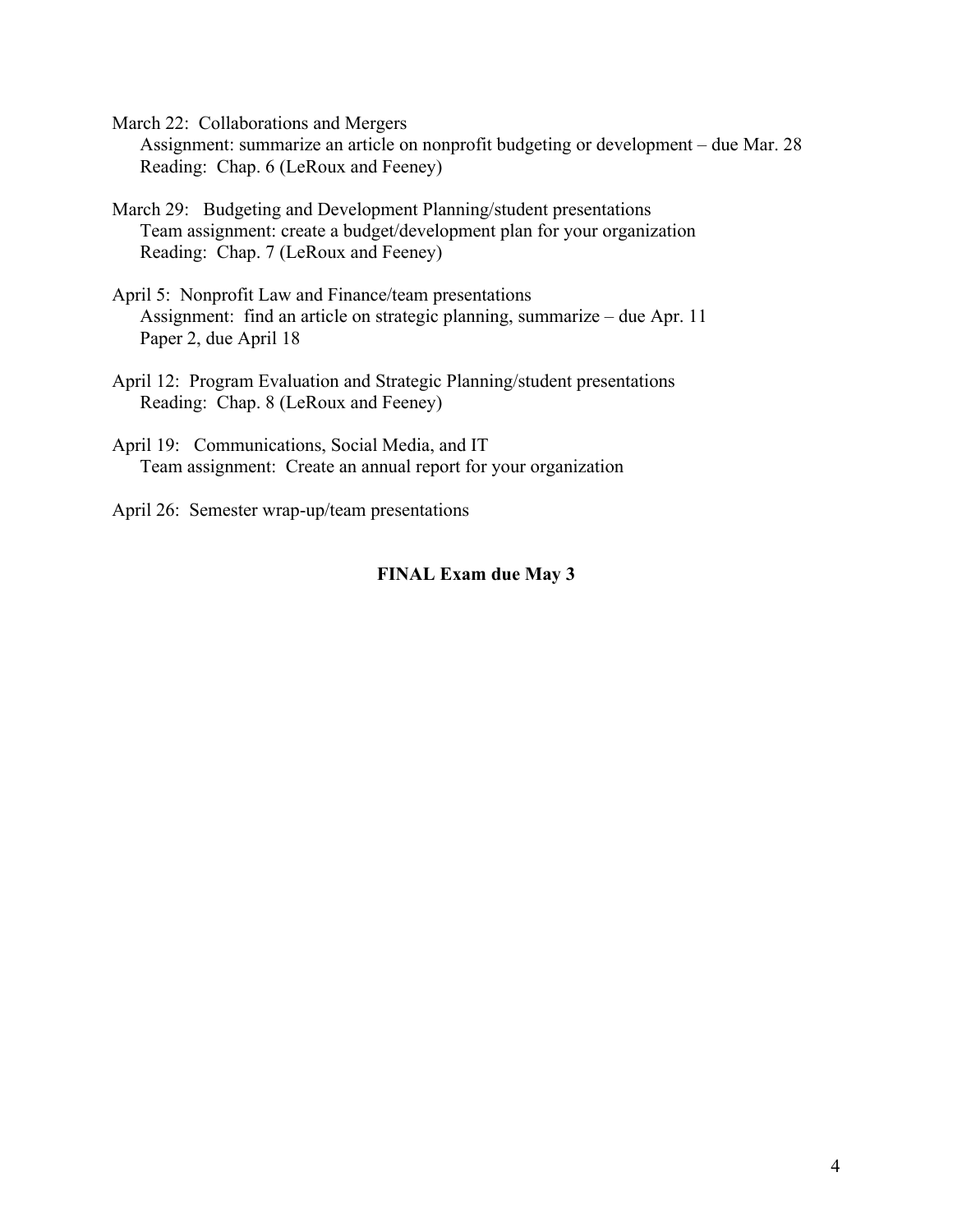March 22: Collaborations and Mergers
Assignment: summarize an article on nonprofit budgeting or development – due Mar. 28
Reading: Chap. 6 (LeRoux and Feeney)

March 29: Budgeting and Development Planning/student presentations
Team assignment: create a budget/development plan for your organization
Reading: Chap. 7 (LeRoux and Feeney)

April 5: Nonprofit Law and Finance/team presentations
Assignment: find an article on strategic planning, summarize – due Apr. 11
Paper 2, due April 18

April 12: Program Evaluation and Strategic Planning/student presentations
Reading: Chap. 8 (LeRoux and Feeney)

April 19: Communications, Social Media, and IT
Team assignment: Create an annual report for your organization

April 26: Semester wrap-up/team presentations

**FINAL Exam due May 3**